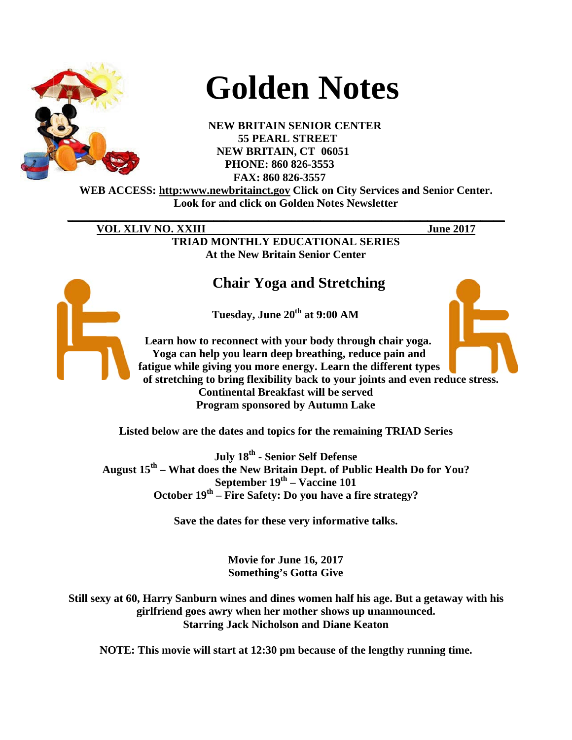# Golden Notes

**NEW BRITAIN SENIOR CENTER**
**55 PEARL STREET**
**NEW BRITAIN, CT 06051**
**PHONE: 860 826-3553**
**FAX: 860 826-3557**

**WEB ACCESS: http:www.newbritainct.gov Click on City Services and Senior Center. Look for and click on Golden Notes Newsletter**

---

**VOL XLIV NO. XXIII** **June 2017**

**TRIAD MONTHLY EDUCATIONAL SERIES**
**At the New Britain Senior Center**

## Chair Yoga and Stretching

**Tuesday, June 20th at 9:00 AM**

**Learn how to reconnect with your body through chair yoga. Yoga can help you learn deep breathing, reduce pain and fatigue while giving you more energy. Learn the different types of stretching to bring flexibility back to your joints and even reduce stress.**
**Continental Breakfast will be served**
**Program sponsored by Autumn Lake**

**Listed below are the dates and topics for the remaining TRIAD Series**

**July 18th - Senior Self Defense**
**August 15th – What does the New Britain Dept. of Public Health Do for You?**
**September 19th – Vaccine 101**
**October 19th – Fire Safety: Do you have a fire strategy?**

**Save the dates for these very informative talks.**

**Movie for June 16, 2017**
**Something's Gotta Give**

**Still sexy at 60, Harry Sanburn wines and dines women half his age. But a getaway with his girlfriend goes awry when her mother shows up unannounced.**
**Starring Jack Nicholson and Diane Keaton**

**NOTE: This movie will start at 12:30 pm because of the lengthy running time.**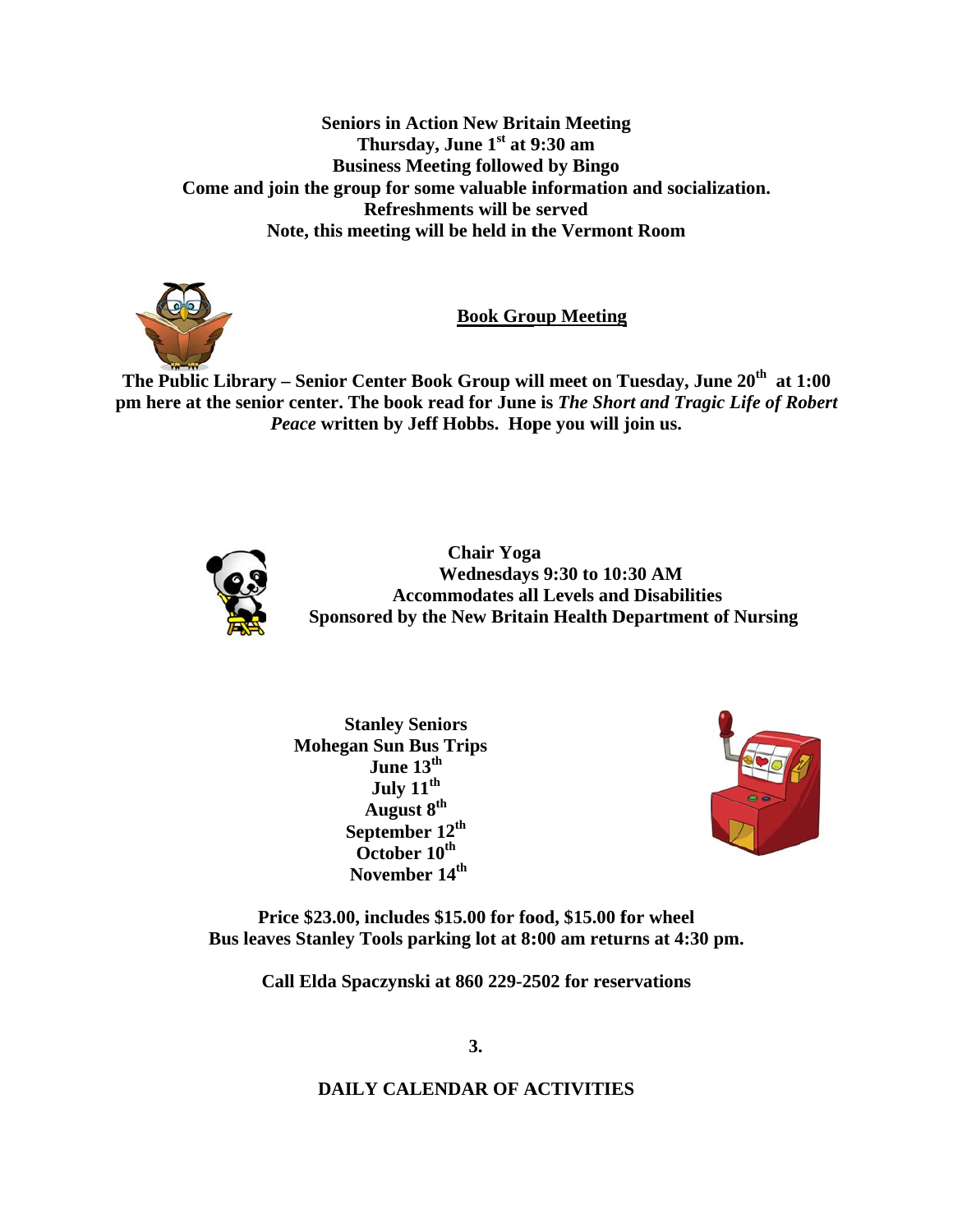**Seniors in Action New Britain Meeting**
**Thursday, June 1st at 9:30 am**
**Business Meeting followed by Bingo**
**Come and join the group for some valuable information and socialization.**
**Refreshments will be served**
**Note, this meeting will be held in the Vermont Room**

## Book Group Meeting

**The Public Library – Senior Center Book Group will meet on Tuesday, June 20th at 1:00 pm here at the senior center. The book read for June is *The Short and Tragic Life of Robert Peace* written by Jeff Hobbs. Hope you will join us.**

**Chair Yoga**
**Wednesdays 9:30 to 10:30 AM**
**Accommodates all Levels and Disabilities**
**Sponsored by the New Britain Health Department of Nursing**

**Stanley Seniors**
**Mohegan Sun Bus Trips**
**June 13th**
**July 11th**
**August 8th**
**September 12th**
**October 10th**
**November 14th**

**Price $23.00, includes $15.00 for food, $15.00 for wheel**
**Bus leaves Stanley Tools parking lot at 8:00 am returns at 4:30 pm.**

**Call Elda Spaczynski at 860 229-2502 for reservations**

**DAILY CALENDAR OF ACTIVITIES**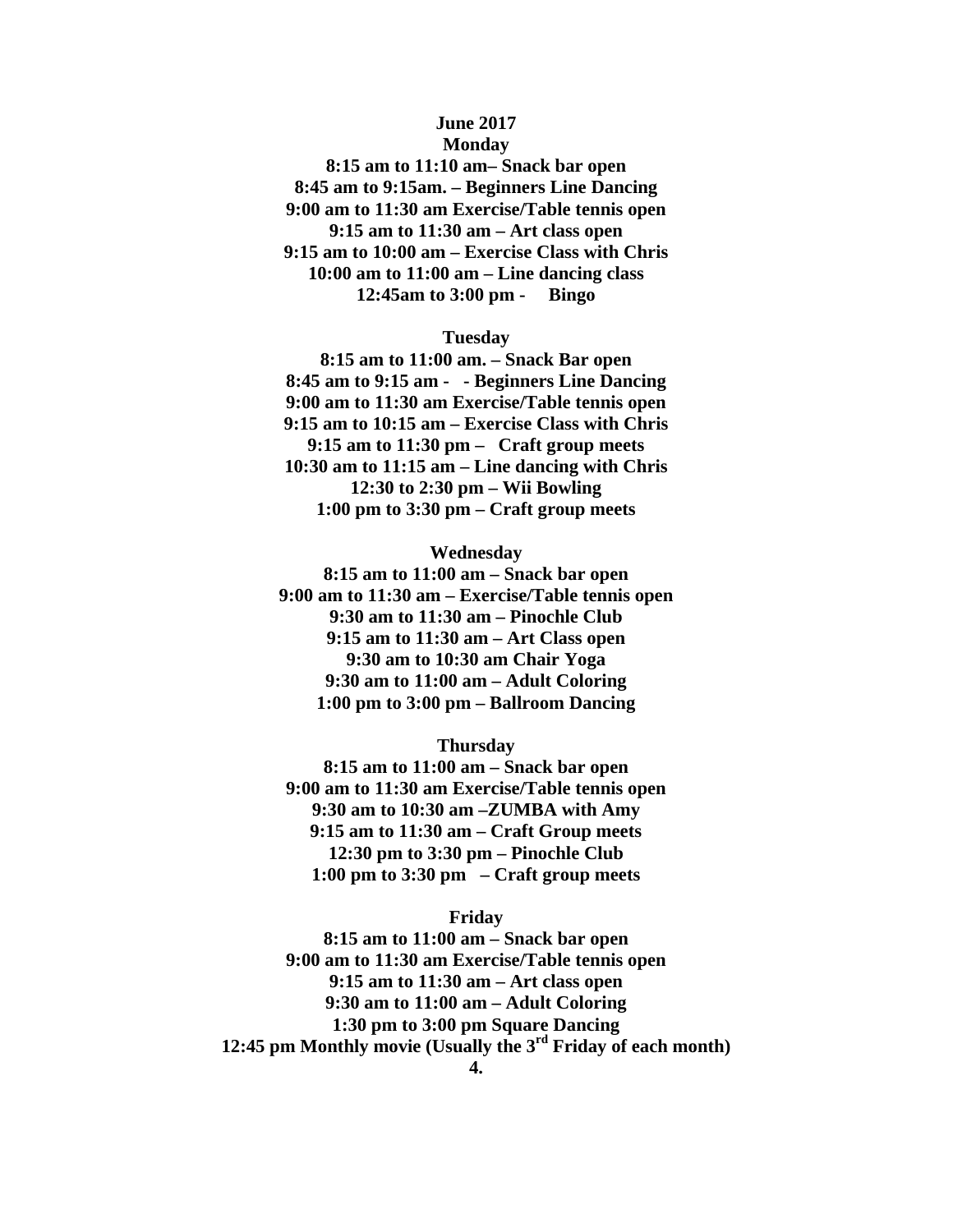**June 2017**

**Monday**

**8:15 am to 11:10 am– Snack bar open**
**8:45 am to 9:15am. – Beginners Line Dancing**
**9:00 am to 11:30 am Exercise/Table tennis open**
**9:15 am to 11:30 am – Art class open**
**9:15 am to 10:00 am – Exercise Class with Chris**
**10:00 am to 11:00 am – Line dancing class**
**12:45am to 3:00 pm - Bingo**

**Tuesday**

**8:15 am to 11:00 am. – Snack Bar open**
**8:45 am to 9:15 am - - Beginners Line Dancing**
**9:00 am to 11:30 am Exercise/Table tennis open**
**9:15 am to 10:15 am – Exercise Class with Chris**
**9:15 am to 11:30 pm – Craft group meets**
**10:30 am to 11:15 am – Line dancing with Chris**
**12:30 to 2:30 pm – Wii Bowling**
**1:00 pm to 3:30 pm – Craft group meets**

**Wednesday**

**8:15 am to 11:00 am – Snack bar open**
**9:00 am to 11:30 am – Exercise/Table tennis open**
**9:30 am to 11:30 am – Pinochle Club**
**9:15 am to 11:30 am – Art Class open**
**9:30 am to 10:30 am Chair Yoga**
**9:30 am to 11:00 am – Adult Coloring**
**1:00 pm to 3:00 pm – Ballroom Dancing**

**Thursday**

**8:15 am to 11:00 am – Snack bar open**
**9:00 am to 11:30 am Exercise/Table tennis open**
**9:30 am to 10:30 am –ZUMBA with Amy**
**9:15 am to 11:30 am – Craft Group meets**
**12:30 pm to 3:30 pm – Pinochle Club**
**1:00 pm to 3:30 pm – Craft group meets**

**Friday**

**8:15 am to 11:00 am – Snack bar open**
**9:00 am to 11:30 am Exercise/Table tennis open**
**9:15 am to 11:30 am – Art class open**
**9:30 am to 11:00 am – Adult Coloring**
**1:30 pm to 3:00 pm Square Dancing**
**12:45 pm Monthly movie (Usually the 3rd Friday of each month)**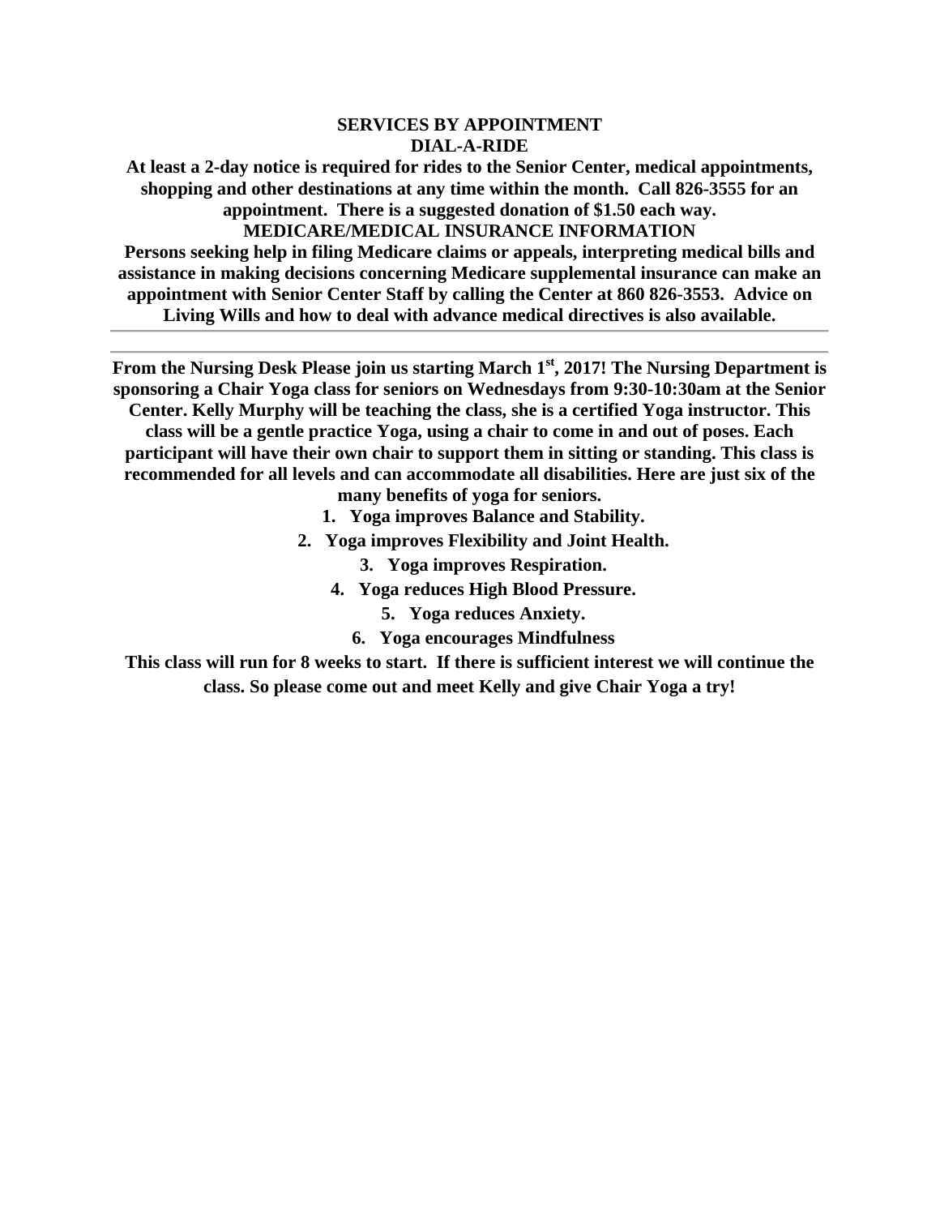## SERVICES BY APPOINTMENT

### DIAL-A-RIDE

**At least a 2-day notice is required for rides to the Senior Center, medical appointments, shopping and other destinations at any time within the month. Call 826-3555 for an appointment. There is a suggested donation of $1.50 each way.**

### MEDICARE/MEDICAL INSURANCE INFORMATION

**Persons seeking help in filing Medicare claims or appeals, interpreting medical bills and assistance in making decisions concerning Medicare supplemental insurance can make an appointment with Senior Center Staff by calling the Center at 860 826-3553. Advice on Living Wills and how to deal with advance medical directives is also available.**

---

**From the Nursing Desk Please join us starting March 1st, 2017! The Nursing Department is sponsoring a Chair Yoga class for seniors on Wednesdays from 9:30-10:30am at the Senior Center. Kelly Murphy will be teaching the class, she is a certified Yoga instructor. This class will be a gentle practice Yoga, using a chair to come in and out of poses. Each participant will have their own chair to support them in sitting or standing. This class is recommended for all levels and can accommodate all disabilities. Here are just six of the many benefits of yoga for seniors.**

1. **Yoga improves Balance and Stability.**
2. **Yoga improves Flexibility and Joint Health.**
3. **Yoga improves Respiration.**
4. **Yoga reduces High Blood Pressure.**
5. **Yoga reduces Anxiety.**
6. **Yoga encourages Mindfulness**

**This class will run for 8 weeks to start. If there is sufficient interest we will continue the class. So please come out and meet Kelly and give Chair Yoga a try!**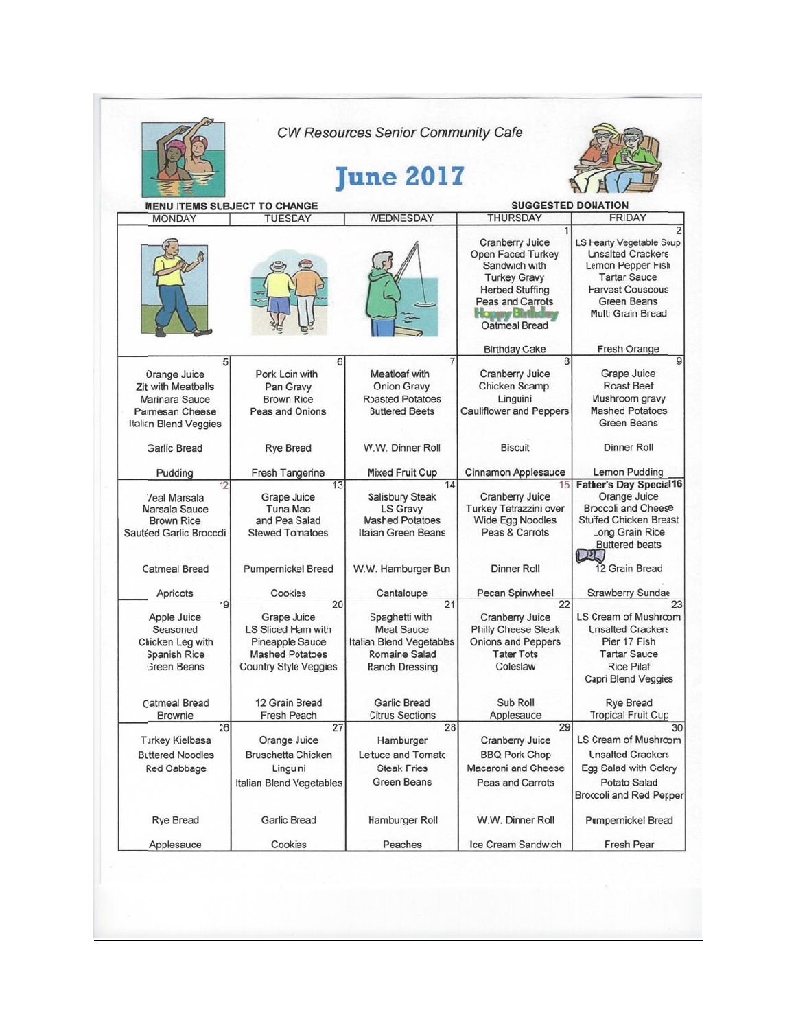CW Resources Senior Community Cafe

# June 2017

MENU ITEMS SUBJECT TO CHANGE

SUGGESTED DONATION

| MONDAY | TUESDAY | WEDNESDAY | THURSDAY | FRIDAY |
|---|---|---|---|---|
| | | | 1 Cranberry Juice, Open Faced Turkey Sandwich with Turkey Gravy, Herbed Stuffing, Peas and Carrots, Happy Birthday, Oatmeal Bread, Birthday Cake | 2 LS Hearty Vegetable Soup, Unsalted Crackers, Lemon Pepper Fish, Tartar Sauce, Harvest Couscous, Green Beans, Multi Grain Bread, Fresh Orange |
| 5 Orange Juice, Zit with Meatballs, Marinara Sauce, Parmesan Cheese, Italian Blend Veggies, Garlic Bread, Pudding | 6 Pork Loin with Pan Gravy, Brown Rice, Peas and Onions, Rye Bread, Fresh Tangerine | 7 Meatloaf with Onion Gravy, Roasted Potatoes, Buttered Beets, W.W. Dinner Roll, Mixed Fruit Cup | 8 Cranberry Juice, Chicken Scampi, Linguini, Cauliflower and Peppers, Biscuit, Cinnamon Applesauce | 9 Grape Juice, Roast Beef, Mushroom gravy, Mashed Potatoes, Green Beans, Dinner Roll, Lemon Pudding |
| 12 Veal Marsala, Marsala Sauce, Brown Rice, Sautéed Garlic Broccoli, Oatmeal Bread, Apricots | 13 Grape Juice, Tuna Mac and Pea Salad, Stewed Tomatoes, Pumpernickel Bread, Cookies | 14 Salisbury Steak, LS Gravy, Mashed Potatoes, Italian Green Beans, W.W. Hamburger Bun, Cantaloupe | 15 Cranberry Juice, Turkey Tetrazzini over Wide Egg Noodles, Peas & Carrots, Dinner Roll, Pecan Spinwheel | 16 **Father's Day Special** Orange Juice, Broccoli and Cheese Stuffed Chicken Breast, Long Grain Rice, Buttered beats, 12 Grain Bread, Strawberry Sundae |
| 19 Apple Juice, Seasoned Chicken Leg with Spanish Rice, Green Beans, Oatmeal Bread, Brownie | 20 Grape Juice, LS Sliced Ham with Pineapple Sauce, Mashed Potatoes, Country Style Veggies, 12 Grain Bread, Fresh Peach | 21 Spaghetti with Meat Sauce, Italian Blend Vegetables, Romaine Salad, Ranch Dressing, Garlic Bread, Citrus Sections | 22 Cranberry Juice, Philly Cheese Steak, Onions and Peppers, Tater Tots, Coleslaw, Sub Roll, Applesauce | 23 LS Cream of Mushroom, Unsalted Crackers, Pier 17 Fish, Tartar Sauce, Rice Pilaf, Capri Blend Veggies, Rye Bread, Tropical Fruit Cup |
| 26 Turkey Kielbasa, Buttered Noodles, Red Cabbage, Rye Bread, Applesauce | 27 Orange Juice, Bruschetta Chicken, Linguini, Italian Blend Vegetables, Garlic Bread, Cookies | 28 Hamburger, Lettuce and Tomato, Steak Fries, Green Beans, Hamburger Roll, Peaches | 29 Cranberry Juice, BBQ Pork Chop, Macaroni and Cheese, Peas and Carrots, W.W. Dinner Roll, Ice Cream Sandwich | 30 LS Cream of Mushroom, Unsalted Crackers, Egg Salad with Celery, Potato Salad, Broccoli and Red Pepper, Pumpernickel Bread, Fresh Pear |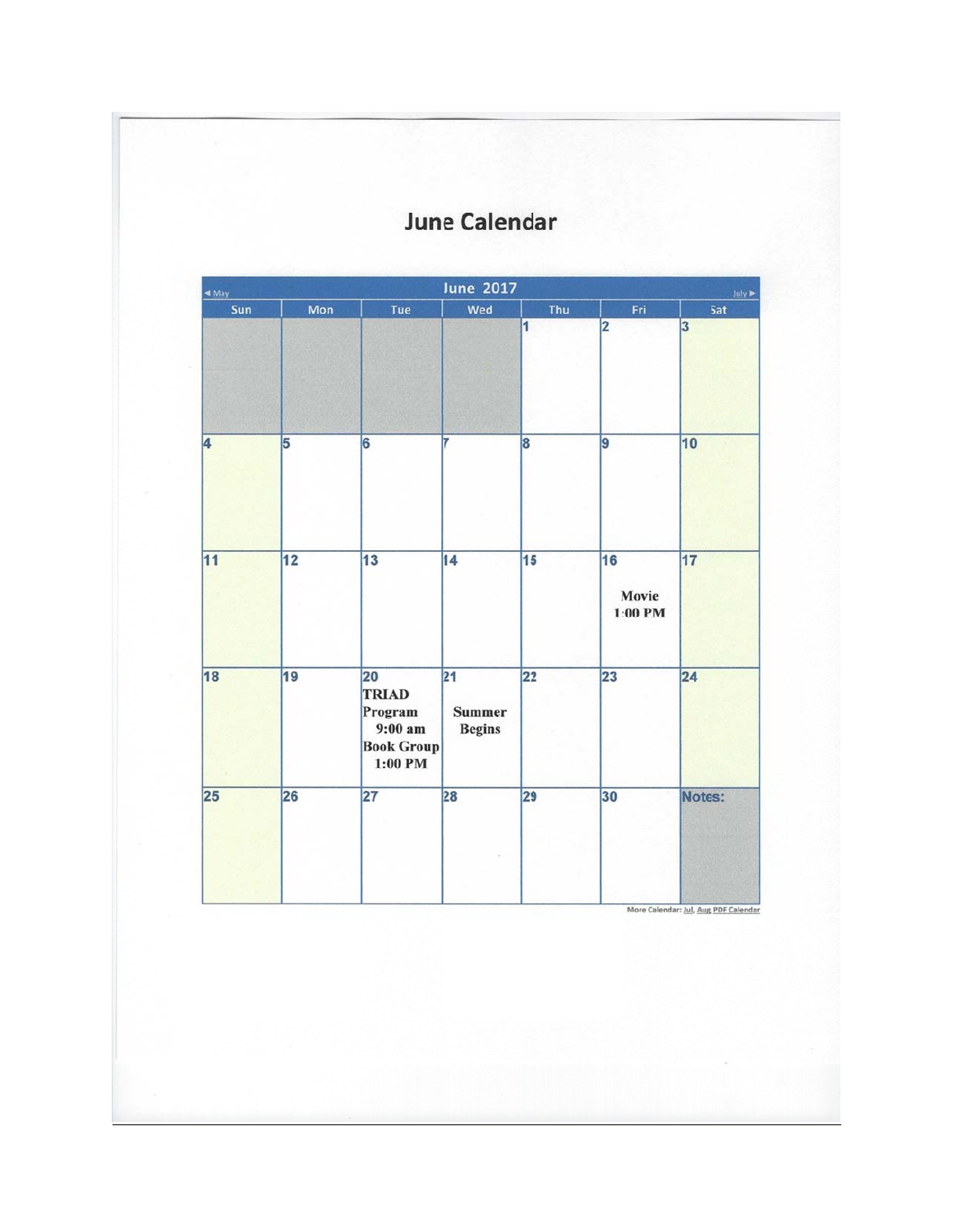# June Calendar

| ◄ May | | | June 2017 | | | July ► |
|---|---|---|---|---|---|---|
| **Sun** | **Mon** | **Tue** | **Wed** | **Thu** | **Fri** | **Sat** |
| | | | | 1 | 2 | 3 |
| 4 | 5 | 6 | 7 | 8 | 9 | 10 |
| 11 | 12 | 13 | 14 | 15 | 16 Movie 1:00 PM | 17 |
| 18 | 19 | 20 TRIAD Program 9:00 am Book Group 1:00 PM | 21 Summer Begins | 22 | 23 | 24 |
| 25 | 26 | 27 | 28 | 29 | 30 | Notes: |

More Calendar: Jul, Aug PDF Calendar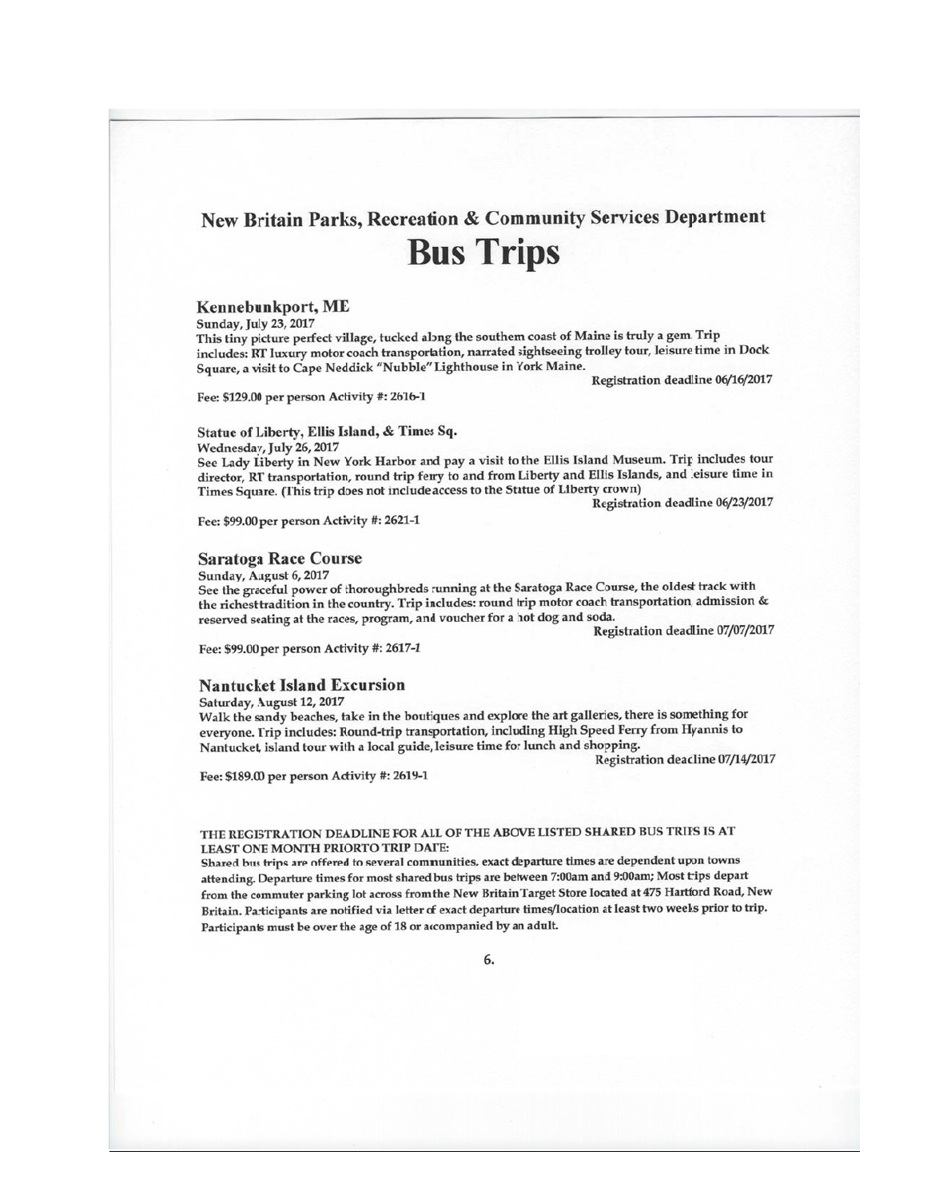# New Britain Parks, Recreation & Community Services Department

# Bus Trips

### Kennebunkport, ME

Sunday, July 23, 2017

This tiny picture perfect village, tucked along the southern coast of Maine is truly a gem. Trip includes: RT luxury motor coach transportation, narrated sightseeing trolley tour, leisure time in Dock Square, a visit to Cape Neddick "Nubble" Lighthouse in York Maine.

Registration deadline 06/16/2017

Fee: $129.00 per person Activity #: 2616-1

### Statue of Liberty, Ellis Island, & Times Sq.

Wednesday, July 26, 2017

See Lady Liberty in New York Harbor and pay a visit to the Ellis Island Museum. Trip includes tour director, RT transportation, round trip ferry to and from Liberty and Ellis Islands, and leisure time in Times Square. (This trip does not include access to the Statue of Liberty crown)

Registration deadline 06/23/2017

Fee: $99.00 per person Activity #: 2621-1

### Saratoga Race Course

Sunday, August 6, 2017

See the graceful power of thoroughbreds running at the Saratoga Race Course, the oldest track with the richest tradition in the country. Trip includes: round trip motor coach transportation, admission & reserved seating at the races, program, and voucher for a hot dog and soda.

Registration deadline 07/07/2017

Fee: $99.00 per person Activity #: 2617-1

### Nantucket Island Excursion

Saturday, August 12, 2017

Walk the sandy beaches, take in the boutiques and explore the art galleries, there is something for everyone. Trip includes: Round-trip transportation, including High Speed Ferry from Hyannis to Nantucket, island tour with a local guide, leisure time for lunch and shopping.

Registration deadline 07/14/2017

Fee: $189.00 per person Activity #: 2619-1

THE REGISTRATION DEADLINE FOR ALL OF THE ABOVE LISTED SHARED BUS TRIPS IS AT LEAST ONE MONTH PRIOR TO TRIP DATE:

Shared bus trips are offered to several communities, exact departure times are dependent upon towns attending. Departure times for most shared bus trips are between 7:00am and 9:00am; Most trips depart from the commuter parking lot across from the New Britain Target Store located at 475 Hartford Road, New Britain. Participants are notified via letter of exact departure times/location at least two weeks prior to trip. Participants must be over the age of 18 or accompanied by an adult.